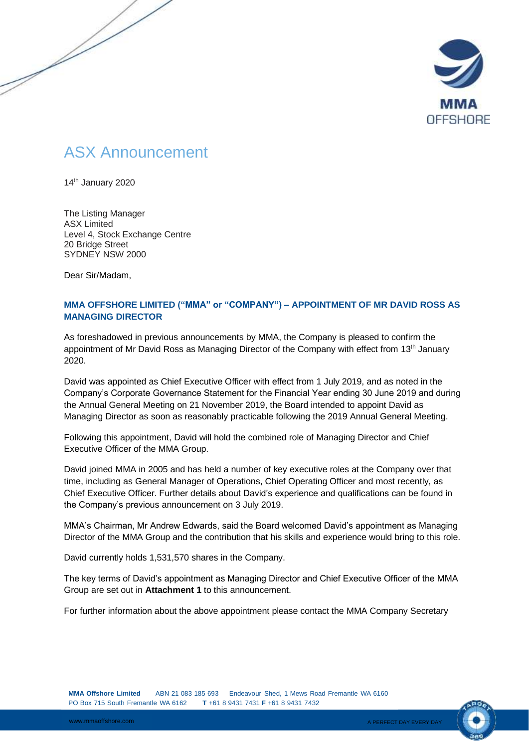# ASX Announcement

14th January 2020

The Listing Manager
ASX Limited
Level 4, Stock Exchange Centre
20 Bridge Street
SYDNEY NSW 2000

Dear Sir/Madam,

**MMA OFFSHORE LIMITED ("MMA" or "COMPANY") – APPOINTMENT OF MR DAVID ROSS AS MANAGING DIRECTOR**

As foreshadowed in previous announcements by MMA, the Company is pleased to confirm the appointment of Mr David Ross as Managing Director of the Company with effect from 13th January 2020.

David was appointed as Chief Executive Officer with effect from 1 July 2019, and as noted in the Company's Corporate Governance Statement for the Financial Year ending 30 June 2019 and during the Annual General Meeting on 21 November 2019, the Board intended to appoint David as Managing Director as soon as reasonably practicable following the 2019 Annual General Meeting.

Following this appointment, David will hold the combined role of Managing Director and Chief Executive Officer of the MMA Group.

David joined MMA in 2005 and has held a number of key executive roles at the Company over that time, including as General Manager of Operations, Chief Operating Officer and most recently, as Chief Executive Officer. Further details about David's experience and qualifications can be found in the Company's previous announcement on 3 July 2019.

MMA's Chairman, Mr Andrew Edwards, said the Board welcomed David's appointment as Managing Director of the MMA Group and the contribution that his skills and experience would bring to this role.

David currently holds 1,531,570 shares in the Company.

The key terms of David's appointment as Managing Director and Chief Executive Officer of the MMA Group are set out in **Attachment 1** to this announcement.

For further information about the above appointment please contact the MMA Company Secretary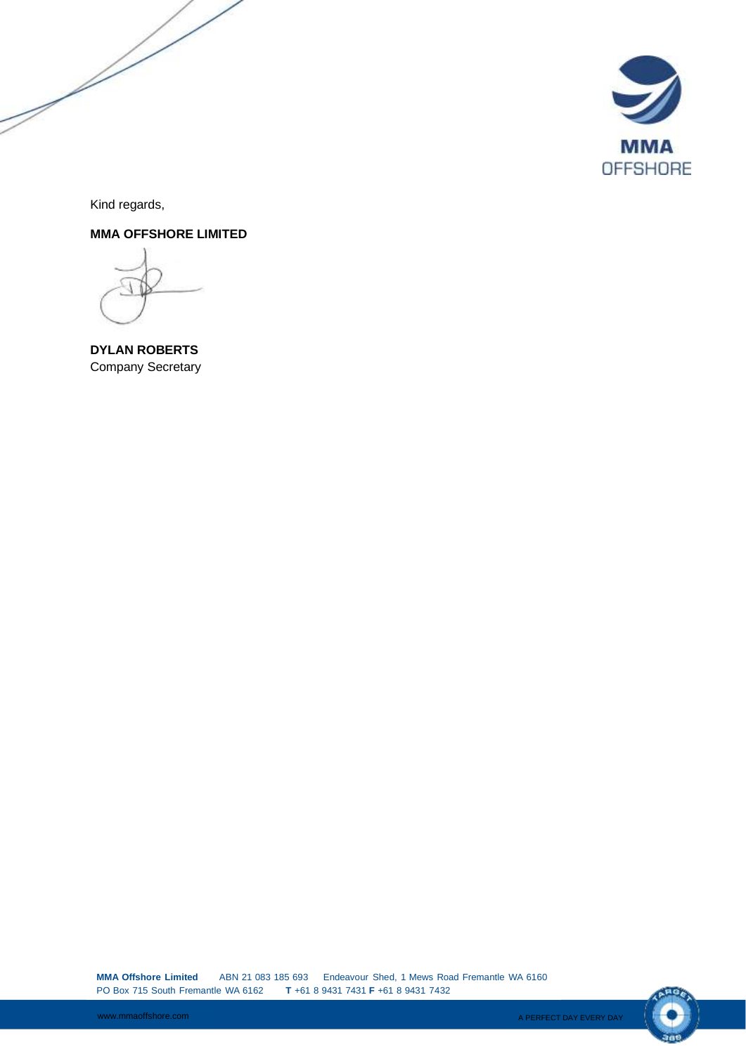Kind regards,

**MMA OFFSHORE LIMITED**

**DYLAN ROBERTS**
Company Secretary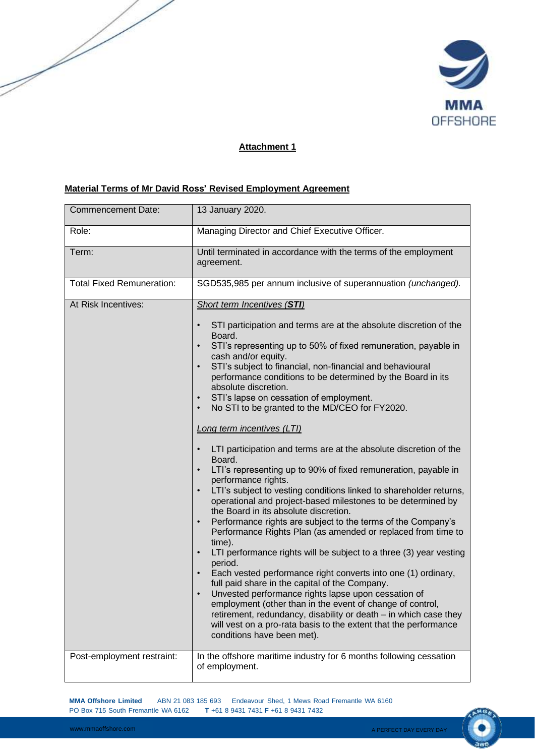**Attachment 1**

**Material Terms of Mr David Ross' Revised Employment Agreement**

| | |
|---|---|
| Commencement Date: | 13 January 2020. |
| Role: | Managing Director and Chief Executive Officer. |
| Term: | Until terminated in accordance with the terms of the employment agreement. |
| Total Fixed Remuneration: | SGD535,985 per annum inclusive of superannuation *(unchanged).* |
| At Risk Incentives: | *Short term Incentives (**STI**)*<br><br>• STI participation and terms are at the absolute discretion of the Board.<br>• STI's representing up to 50% of fixed remuneration, payable in cash and/or equity.<br>• STI's subject to financial, non-financial and behavioural performance conditions to be determined by the Board in its absolute discretion.<br>• STI's lapse on cessation of employment.<br>• No STI to be granted to the MD/CEO for FY2020.<br><br>*Long term incentives (LTI)*<br><br>• LTI participation and terms are at the absolute discretion of the Board.<br>• LTI's representing up to 90% of fixed remuneration, payable in performance rights.<br>• LTI's subject to vesting conditions linked to shareholder returns, operational and project-based milestones to be determined by the Board in its absolute discretion.<br>• Performance rights are subject to the terms of the Company's Performance Rights Plan (as amended or replaced from time to time).<br>• LTI performance rights will be subject to a three (3) year vesting period.<br>• Each vested performance right converts into one (1) ordinary, full paid share in the capital of the Company.<br>• Unvested performance rights lapse upon cessation of employment (other than in the event of change of control, retirement, redundancy, disability or death – in which case they will vest on a pro-rata basis to the extent that the performance conditions have been met). |
| Post-employment restraint: | In the offshore maritime industry for 6 months following cessation of employment. |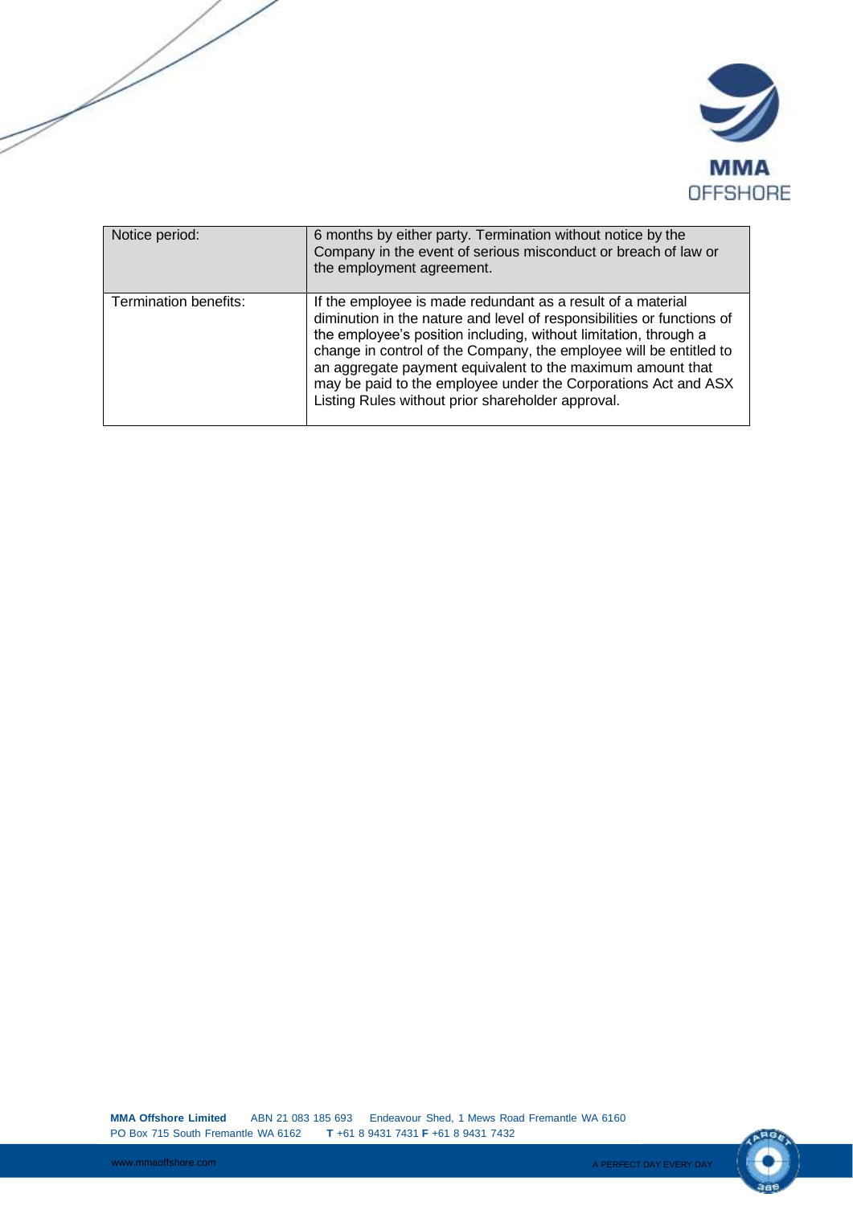| | |
|---|---|
| Notice period: | 6 months by either party. Termination without notice by the Company in the event of serious misconduct or breach of law or the employment agreement. |
| Termination benefits: | If the employee is made redundant as a result of a material diminution in the nature and level of responsibilities or functions of the employee's position including, without limitation, through a change in control of the Company, the employee will be entitled to an aggregate payment equivalent to the maximum amount that may be paid to the employee under the Corporations Act and ASX Listing Rules without prior shareholder approval. |